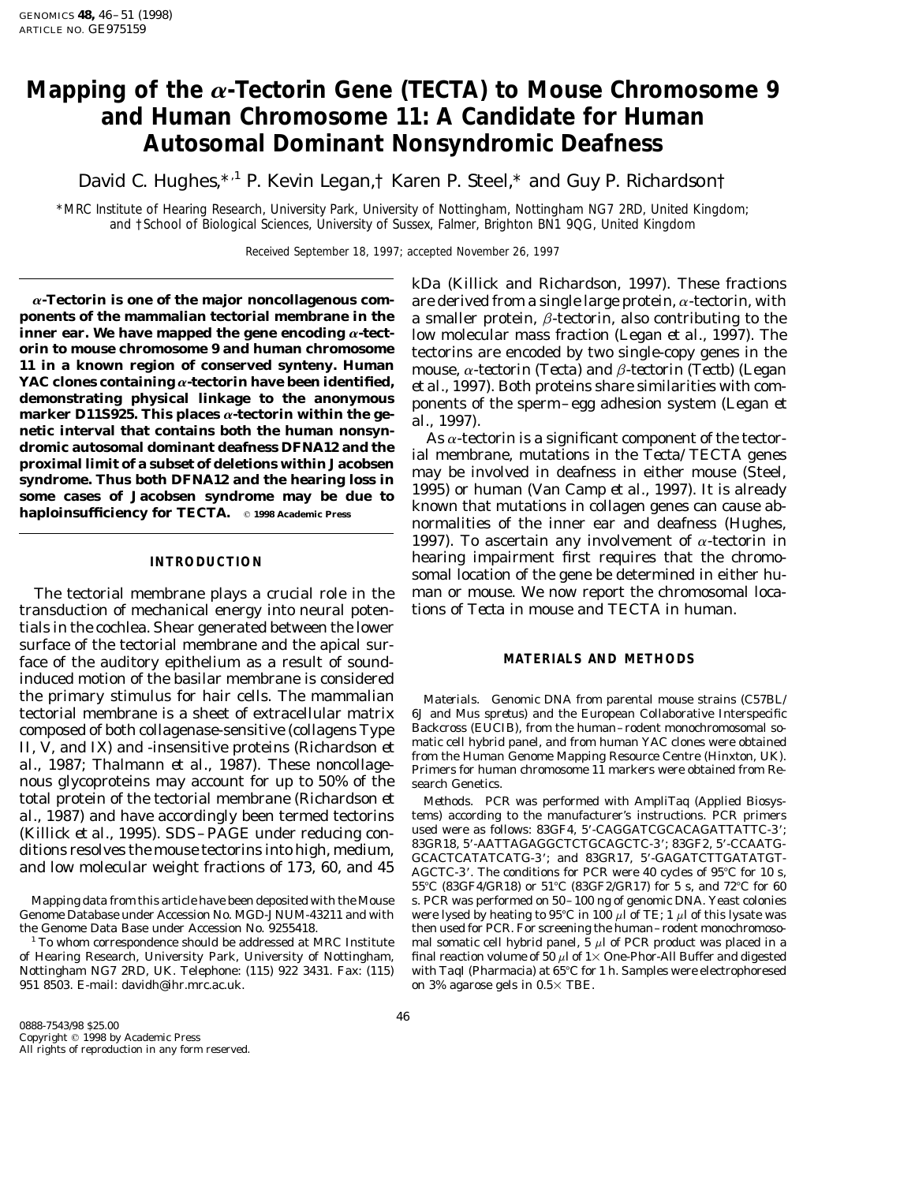# Mapping of the α-Tectorin Gene (TECTA) to Mouse Chromosome 9 and Human Chromosome 11: A Candidate for Human Autosomal Dominant Nonsyndromic Deafness

David C. Hughes,*[,1] P. Kevin Legan,† Karen P. Steel,* and Guy P. Richardson†

*MRC Institute of Hearing Research, University Park, University of Nottingham, Nottingham NG7 2RD, United Kingdom; and †School of Biological Sciences, University of Sussex, Falmer, Brighton BN1 9QG, United Kingdom

Received September 18, 1997; accepted November 26, 1997

**α-Tectorin is one of the major noncollagenous components of the mammalian tectorial membrane in the inner ear. We have mapped the gene encoding α-tectorin to mouse chromosome 9 and human chromosome 11 in a known region of conserved synteny. Human YAC clones containing α-tectorin have been identified, demonstrating physical linkage to the anonymous marker D11S925. This places α-tectorin within the genetic interval that contains both the human nonsyndromic autosomal dominant deafness DFNA12 and the proximal limit of a subset of deletions within Jacobsen syndrome. Thus both DFNA12 and the hearing loss in some cases of Jacobsen syndrome may be due to haploinsufficiency for TECTA.** © 1998 Academic Press

## INTRODUCTION

The tectorial membrane plays a crucial role in the transduction of mechanical energy into neural potentials in the cochlea. Shear generated between the lower surface of the tectorial membrane and the apical surface of the auditory epithelium as a result of sound-induced motion of the basilar membrane is considered the primary stimulus for hair cells. The mammalian tectorial membrane is a sheet of extracellular matrix composed of both collagenase-sensitive (collagens Type II, V, and IX) and -insensitive proteins (Richardson *et al.*, 1987; Thalmann *et al.*, 1987). These noncollagenous glycoproteins may account for up to 50% of the total protein of the tectorial membrane (Richardson *et al.*, 1987) and have accordingly been termed tectorins (Killick *et al.*, 1995). SDS–PAGE under reducing conditions resolves the mouse tectorins into high, medium, and low molecular weight fractions of 173, 60, and 45 kDa (Killick and Richardson, 1997). These fractions are derived from a single large protein, α-tectorin, with a smaller protein, β-tectorin, also contributing to the low molecular mass fraction (Legan *et al.*, 1997). The tectorins are encoded by two single-copy genes in the mouse, α-tectorin (*Tecta*) and β-tectorin (*Tectb*) (Legan *et al.*, 1997). Both proteins share similarities with components of the sperm–egg adhesion system (Legan *et al.*, 1997).

As α-tectorin is a significant component of the tectorial membrane, mutations in the *Tecta/TECTA* genes may be involved in deafness in either mouse (Steel, 1995) or human (Van Camp *et al.*, 1997). It is already known that mutations in collagen genes can cause abnormalities of the inner ear and deafness (Hughes, 1997). To ascertain any involvement of α-tectorin in hearing impairment first requires that the chromosomal location of the gene be determined in either human or mouse. We now report the chromosomal locations of *Tecta* in mouse and *TECTA* in human.

## MATERIALS AND METHODS

*Materials.* Genomic DNA from parental mouse strains (C57BL/6J and *Mus spretus*) and the European Collaborative Interspecific Backcross (EUCIB), from the human–rodent monochromosomal somatic cell hybrid panel, and from human YAC clones were obtained from the Human Genome Mapping Resource Centre (Hinxton, UK). Primers for human chromosome 11 markers were obtained from Research Genetics.

*Methods.* PCR was performed with AmpliTaq (Applied Biosystems) according to the manufacturer's instructions. PCR primers used were as follows: 83GF4, 5′-CAGGATCGCACAGATTATTC-3′; 83GR18, 5′-AATTAGAGGCTCTGCAGCTC-3′; 83GF2, 5′-CCAATGGCACTCATATCATG-3′; and 83GR17, 5′-GAGATCTTGATATGTAGCTC-3′. The conditions for PCR were 40 cycles of 95°C for 10 s, 55°C (83GF4/GR18) or 51°C (83GF2/GR17) for 5 s, and 72°C for 60 s. PCR was performed on 50–100 ng of genomic DNA. Yeast colonies were lysed by heating to 95°C in 100 μl of TE; 1 μl of this lysate was then used for PCR. For screening the human–rodent monochromosomal somatic cell hybrid panel, 5 μl of PCR product was placed in a final reaction volume of 50 μl of 1× One-Phor-All Buffer and digested with TaqI (Pharmacia) at 65°C for 1 h. Samples were electrophoresed on 3% agarose gels in 0.5× TBE.

Mapping data from this article have been deposited with the Mouse Genome Database under Accession No. MGD-JNUM-43211 and with the Genome Data Base under Accession No. 9255418.

[1] To whom correspondence should be addressed at MRC Institute of Hearing Research, University Park, University of Nottingham, Nottingham NG7 2RD, UK. Telephone: (115) 922 3431. Fax: (115) 951 8503. E-mail: davidh@ihr.mrc.ac.uk.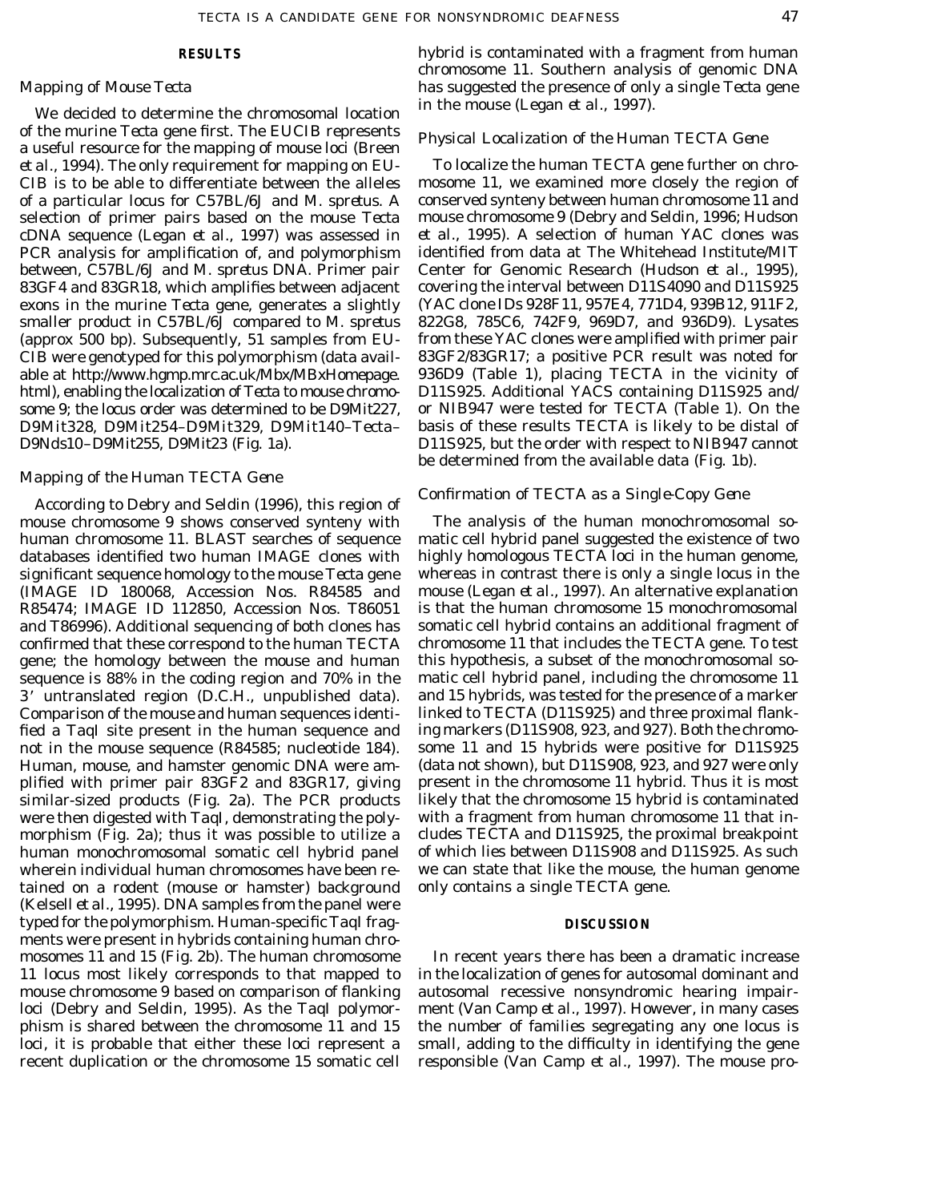## RESULTS

### Mapping of Mouse *Tecta*

We decided to determine the chromosomal location of the murine *Tecta* gene first. The EUCIB represents a useful resource for the mapping of mouse loci (Breen *et al.*, 1994). The only requirement for mapping on EUCIB is to be able to differentiate between the alleles of a particular locus for C57BL/6J and *M. spretus*. A selection of primer pairs based on the mouse *Tecta* cDNA sequence (Legan *et al.*, 1997) was assessed in PCR analysis for amplification of, and polymorphism between, C57BL/6J and *M. spretus* DNA. Primer pair 83GF4 and 83GR18, which amplifies between adjacent exons in the murine *Tecta* gene, generates a slightly smaller product in C57BL/6J compared to *M. spretus* (approx 500 bp). Subsequently, 51 samples from EUCIB were genotyped for this polymorphism (data available at http://www.hgmp.mrc.ac.uk/Mbx/MBxHomepage.html), enabling the localization of *Tecta* to mouse chromosome 9; the locus order was determined to be D9Mit227, D9Mit328, D9Mit254–D9Mit329, D9Mit140–*Tecta*–D9Nds10–D9Mit255, D9Mit23 (Fig. 1a).

### Mapping of the Human *TECTA* Gene

According to Debry and Seldin (1996), this region of mouse chromosome 9 shows conserved synteny with human chromosome 11. BLAST searches of sequence databases identified two human IMAGE clones with significant sequence homology to the mouse *Tecta* gene (IMAGE ID 180068, Accession Nos. R84585 and R85474; IMAGE ID 112850, Accession Nos. T86051 and T86996). Additional sequencing of both clones has confirmed that these correspond to the human *TECTA* gene; the homology between the mouse and human sequence is 88% in the coding region and 70% in the 3′ untranslated region (D.C.H., unpublished data). Comparison of the mouse and human sequences identified a *Taq*I site present in the human sequence and not in the mouse sequence (R84585; nucleotide 184). Human, mouse, and hamster genomic DNA were amplified with primer pair 83GF2 and 83GR17, giving similar-sized products (Fig. 2a). The PCR products were then digested with *Taq*I, demonstrating the polymorphism (Fig. 2a); thus it was possible to utilize a human monochromosomal somatic cell hybrid panel wherein individual human chromosomes have been retained on a rodent (mouse or hamster) background (Kelsell *et al.*, 1995). DNA samples from the panel were typed for the polymorphism. Human-specific *Taq*I fragments were present in hybrids containing human chromosomes 11 and 15 (Fig. 2b). The human chromosome 11 locus most likely corresponds to that mapped to mouse chromosome 9 based on comparison of flanking loci (Debry and Seldin, 1995). As the *Taq*I polymorphism is shared between the chromosome 11 and 15 loci, it is probable that either these loci represent a recent duplication or the chromosome 15 somatic cell hybrid is contaminated with a fragment from human chromosome 11. Southern analysis of genomic DNA has suggested the presence of only a single *Tecta* gene in the mouse (Legan *et al.*, 1997).

### Physical Localization of the Human *TECTA* Gene

To localize the human *TECTA* gene further on chromosome 11, we examined more closely the region of conserved synteny between human chromosome 11 and mouse chromosome 9 (Debry and Seldin, 1996; Hudson *et al.*, 1995). A selection of human YAC clones was identified from data at The Whitehead Institute/MIT Center for Genomic Research (Hudson *et al.*, 1995), covering the interval between D11S4090 and D11S925 (YAC clone IDs 928F11, 957E4, 771D4, 939B12, 911F2, 822G8, 785C6, 742F9, 969D7, and 936D9). Lysates from these YAC clones were amplified with primer pair 83GF2/83GR17; a positive PCR result was noted for 936D9 (Table 1), placing *TECTA* in the vicinity of D11S925. Additional YACS containing D11S925 and/or NIB947 were tested for *TECTA* (Table 1). On the basis of these results *TECTA* is likely to be distal of D11S925, but the order with respect to NIB947 cannot be determined from the available data (Fig. 1b).

### Confirmation of *TECTA* as a Single-Copy Gene

The analysis of the human monochromosomal somatic cell hybrid panel suggested the existence of two highly homologous *TECTA* loci in the human genome, whereas in contrast there is only a single locus in the mouse (Legan *et al.*, 1997). An alternative explanation is that the human chromosome 15 monochromosomal somatic cell hybrid contains an additional fragment of chromosome 11 that includes the *TECTA* gene. To test this hypothesis, a subset of the monochromosomal somatic cell hybrid panel, including the chromosome 11 and 15 hybrids, was tested for the presence of a marker linked to *TECTA* (D11S925) and three proximal flanking markers (D11S908, 923, and 927). Both the chromosome 11 and 15 hybrids were positive for D11S925 (data not shown), but D11S908, 923, and 927 were only present in the chromosome 11 hybrid. Thus it is most likely that the chromosome 15 hybrid is contaminated with a fragment from human chromosome 11 that includes *TECTA* and D11S925, the proximal breakpoint of which lies between D11S908 and D11S925. As such we can state that like the mouse, the human genome only contains a single *TECTA* gene.

## DISCUSSION

In recent years there has been a dramatic increase in the localization of genes for autosomal dominant and autosomal recessive nonsyndromic hearing impairment (Van Camp *et al.*, 1997). However, in many cases the number of families segregating any one locus is small, adding to the difficulty in identifying the gene responsible (Van Camp *et al.*, 1997). The mouse pro-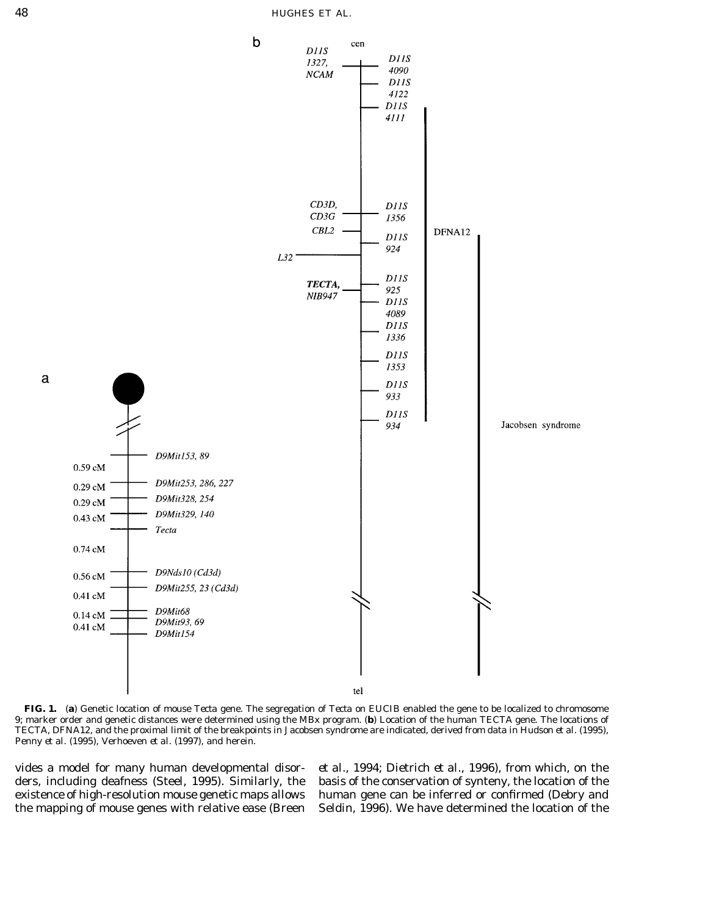**FIG. 1.** (**a**) Genetic location of mouse Tecta gene. The segregation of Tecta on EUCIB enabled the gene to be localized to chromosome 9; marker order and genetic distances were determined using the MBx program. (**b**) Location of the human TECTA gene. The locations of TECTA, DFNA12, and the proximal limit of the breakpoints in Jacobsen syndrome are indicated, derived from data in Hudson et al. (1995), Penny et al. (1995), Verhoeven et al. (1997), and herein.

vides a model for many human developmental disorders, including deafness (Steel, 1995). Similarly, the existence of high-resolution mouse genetic maps allows the mapping of mouse genes with relative ease (Breen et al., 1994; Dietrich et al., 1996), from which, on the basis of the conservation of synteny, the location of the human gene can be inferred or confirmed (Debry and Seldin, 1996). We have determined the location of the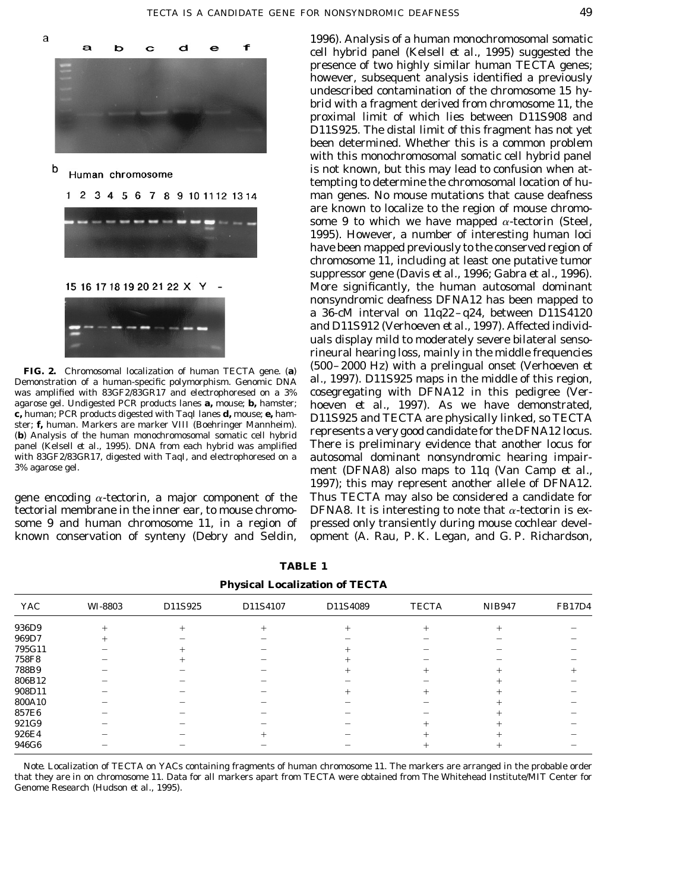**FIG. 2.** Chromosomal localization of human TECTA gene. (**a**) Demonstration of a human-specific polymorphism. Genomic DNA was amplified with 83GF2/83GR17 and electrophoresed on a 3% agarose gel. Undigested PCR products lanes **a,** mouse; **b,** hamster; **c,** human; PCR products digested with TaqI lanes **d,** mouse; **e,** hamster; **f,** human. Markers are marker VIII (Boehringer Mannheim). (**b**) Analysis of the human monochromosomal somatic cell hybrid panel (Kelsell *et al.*, 1995). DNA from each hybrid was amplified with 83GF2/83GR17, digested with TaqI, and electrophoresed on a 3% agarose gel.

gene encoding α-tectorin, a major component of the tectorial membrane in the inner ear, to mouse chromosome 9 and human chromosome 11, in a region of known conservation of synteny (Debry and Seldin, 1996). Analysis of a human monochromosomal somatic cell hybrid panel (Kelsell *et al.*, 1995) suggested the presence of two highly similar human TECTA genes; however, subsequent analysis identified a previously undescribed contamination of the chromosome 15 hybrid with a fragment derived from chromosome 11, the proximal limit of which lies between D11S908 and D11S925. The distal limit of this fragment has not yet been determined. Whether this is a common problem with this monochromosomal somatic cell hybrid panel is not known, but this may lead to confusion when attempting to determine the chromosomal location of human genes. No mouse mutations that cause deafness are known to localize to the region of mouse chromosome 9 to which we have mapped α-tectorin (Steel, 1995). However, a number of interesting human loci have been mapped previously to the conserved region of chromosome 11, including at least one putative tumor suppressor gene (Davis *et al.*, 1996; Gabra *et al.*, 1996). More significantly, the human autosomal dominant nonsyndromic deafness DFNA12 has been mapped to a 36-cM interval on 11q22–q24, between D11S4120 and D11S912 (Verhoeven *et al.*, 1997). Affected individuals display mild to moderately severe bilateral sensorineural hearing loss, mainly in the middle frequencies (500–2000 Hz) with a prelingual onset (Verhoeven *et al.*, 1997). D11S925 maps in the middle of this region, cosegregating with DFNA12 in this pedigree (Verhoeven *et al.*, 1997). As we have demonstrated, D11S925 and TECTA are physically linked, so TECTA represents a very good candidate for the DFNA12 locus. There is preliminary evidence that another locus for autosomal dominant nonsyndromic hearing impairment (DFNA8) also maps to 11q (Van Camp *et al.*, 1997); this may represent another allele of DFNA12. Thus TECTA may also be considered a candidate for DFNA8. It is interesting to note that α-tectorin is expressed only transiently during mouse cochlear development (A. Rau, P. K. Legan, and G. P. Richardson,

**TABLE 1**

**Physical Localization of TECTA**

| YAC | WI-8803 | D11S925 | D11S4107 | D11S4089 | TECTA | NIB947 | FB17D4 |
|---|---|---|---|---|---|---|---|
| 936D9 | + | + | + | + | + | + | − |
| 969D7 | + | − | − | − | − | − | − |
| 795G11 | − | + | − | + | − | − | − |
| 758F8 | − | + | − | + | − | − | − |
| 788B9 | − | − | − | + | + | + | + |
| 806B12 | − | − | − | − | − | + | − |
| 908D11 | − | − | − | + | + | + | − |
| 800A10 | − | − | − | − | − | + | − |
| 857E6 | − | − | − | − | − | + | − |
| 921G9 | − | − | − | − | + | + | − |
| 926E4 | − | − | + | − | + | + | − |
| 946G6 | − | − | − | − | + | + | − |

*Note.* Localization of TECTA on YACs containing fragments of human chromosome 11. The markers are arranged in the probable order that they are in on chromosome 11. Data for all markers apart from TECTA were obtained from The Whitehead Institute/MIT Center for Genome Research (Hudson *et al.*, 1995).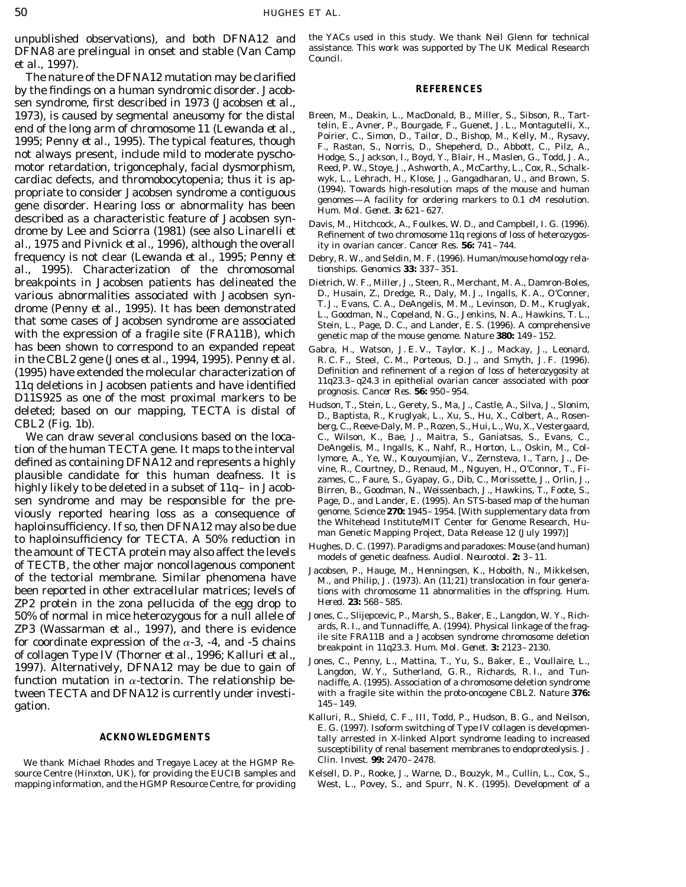unpublished observations), and both DFNA12 and DFNA8 are prelingual in onset and stable (Van Camp *et al.*, 1997).

The nature of the DFNA12 mutation may be clarified by the findings on a human syndromic disorder. Jacobsen syndrome, first described in 1973 (Jacobsen *et al.*, 1973), is caused by segmental aneusomy for the distal end of the long arm of chromosome 11 (Lewanda *et al.*, 1995; Penny *et al.*, 1995). The typical features, though not always present, include mild to moderate pyschomotor retardation, trigoncephaly, facial dysmorphism, cardiac defects, and thromobocytopenia; thus it is appropriate to consider Jacobsen syndrome a contiguous gene disorder. Hearing loss or abnormality has been described as a characteristic feature of Jacobsen syndrome by Lee and Sciorra (1981) (see also Linarelli *et al.*, 1975 and Pivnick *et al.*, 1996), although the overall frequency is not clear (Lewanda *et al.*, 1995; Penny *et al.*, 1995). Characterization of the chromosomal breakpoints in Jacobsen patients has delineated the various abnormalities associated with Jacobsen syndrome (Penny *et al.*, 1995). It has been demonstrated that some cases of Jacobsen syndrome are associated with the expression of a fragile site (FRA11B), which has been shown to correspond to an expanded repeat in the CBL2 gene (Jones *et al.*, 1994, 1995). Penny *et al.* (1995) have extended the molecular characterization of 11q deletions in Jacobsen patients and have identified D11S925 as one of the most proximal markers to be deleted; based on our mapping, TECTA is distal of CBL2 (Fig. 1b).

We can draw several conclusions based on the location of the human TECTA gene. It maps to the interval defined as containing DFNA12 and represents a highly plausible candidate for this human deafness. It is highly likely to be deleted in a subset of 11q– in Jacobsen syndrome and may be responsible for the previously reported hearing loss as a consequence of haploinsufficiency. If so, then DFNA12 may also be due to haploinsufficiency for TECTA. A 50% reduction in the amount of TECTA protein may also affect the levels of TECTB, the other major noncollagenous component of the tectorial membrane. Similar phenomena have been reported in other extracellular matrices; levels of ZP2 protein in the zona pellucida of the egg drop to 50% of normal in mice heterozygous for a null allele of ZP3 (Wassarman *et al.*, 1997), and there is evidence for coordinate expression of the $\alpha$-3, -4, and -5 chains of collagen Type IV (Thorner *et al.*, 1996; Kalluri *et al.*, 1997). Alternatively, DFNA12 may be due to gain of function mutation in $\alpha$-tectorin. The relationship between TECTA and DFNA12 is currently under investigation.

## ACKNOWLEDGMENTS

We thank Michael Rhodes and Tregaye Lacey at the HGMP Resource Centre (Hinxton, UK), for providing the EUCIB samples and mapping information, and the HGMP Resource Centre, for providing the YACs used in this study. We thank Neil Glenn for technical assistance. This work was supported by The UK Medical Research Council.

## REFERENCES

Breen, M., Deakin, L., MacDonald, B., Miller, S., Sibson, R., Tartelin, E., Avner, P., Bourgade, F., Guenet, J. L., Montagutelli, X., Poirier, C., Simon, D., Tailor, D., Bishop, M., Kelly, M., Rysavy, F., Rastan, S., Norris, D., Shepeherd, D., Abbott, C., Pilz, A., Hodge, S., Jackson, I., Boyd, Y., Blair, H., Maslen, G., Todd, J. A., Reed, P. W., Stoye, J., Ashworth, A., McCarthy, L., Cox, R., Schalkwyk, L., Lehrach, H., Klose, J., Gangadharan, U., and Brown, S. (1994). Towards high-resolution maps of the mouse and human genomes—A facility for ordering markers to 0.1 cM resolution. *Hum. Mol. Genet.* **3:** 621–627.

Davis, M., Hitchcock, A., Foulkes, W. D., and Campbell, I. G. (1996). Refinement of two chromosome 11q regions of loss of heterozygosity in ovarian cancer. *Cancer Res.* **56:** 741–744.

Debry, R. W., and Seldin, M. F. (1996). Human/mouse homology relationships. *Genomics* **33:** 337–351.

Dietrich, W. F., Miller, J., Steen, R., Merchant, M. A., Damron-Boles, D., Husain, Z., Dredge, R., Daly, M. J., Ingalls, K. A., O'Conner, T. J., Evans, C. A., DeAngelis, M. M., Levinson, D. M., Kruglyak, L., Goodman, N., Copeland, N. G., Jenkins, N. A., Hawkins, T. L., Stein, L., Page, D. C., and Lander, E. S. (1996). A comprehensive genetic map of the mouse genome. *Nature* **380:** 149–152.

Gabra, H., Watson, J. E. V., Taylor, K. J., Mackay, J., Leonard, R. C. F., Steel, C. M., Porteous, D. J., and Smyth, J. F. (1996). Definition and refinement of a region of loss of heterozygosity at 11q23.3–q24.3 in epithelial ovarian cancer associated with poor prognosis. *Cancer Res.* **56:** 950–954.

Hudson, T., Stein, L., Gerety, S., Ma, J., Castle, A., Silva, J., Slonim, D., Baptista, R., Kruglyak, L., Xu, S., Hu, X., Colbert, A., Rosenberg, C., Reeve-Daly, M. P., Rozen, S., Hui, L., Wu, X., Vestergaard, C., Wilson, K., Bae, J., Maitra, S., Ganiatsas, S., Evans, C., DeAngelis, M., Ingalls, K., Nahf, R., Horton, L., Oskin, M., Collymore, A., Ye, W., Kouyoumjian, V., Zernsteva, I., Tarn, J., Devine, R., Courtney, D., Renaud, M., Nguyen, H., O'Connor, T., Fizames, C., Faure, S., Gyapay, G., Dib, C., Morissette, J., Orlin, J., Birren, B., Goodman, N., Weissenbach, J., Hawkins, T., Foote, S., Page, D., and Lander, E. (1995). An STS-based map of the human genome. *Science* **270:** 1945–1954. [With supplementary data from the Whitehead Institute/MIT Center for Genome Research, Human Genetic Mapping Project, Data Release 12 (July 1997)]

Hughes, D. C. (1997). Paradigms and paradoxes: Mouse (and human) models of genetic deafness. *Audiol. Neurootol.* **2:** 3–11.

Jacobsen, P., Hauge, M., Henningsen, K., Hobolth, N., Mikkelsen, M., and Philip, J. (1973). An (11;21) translocation in four generations with chromosome 11 abnormalities in the offspring. *Hum. Hered.* **23:** 568–585.

Jones, C., Slijepcevic, P., Marsh, S., Baker, E., Langdon, W. Y., Richards, R. I., and Tunnacliffe, A. (1994). Physical linkage of the fragile site FRA11B and a Jacobsen syndrome chromosome deletion breakpoint in 11q23.3. *Hum. Mol. Genet.* **3:** 2123–2130.

Jones, C., Penny, L., Mattina, T., Yu, S., Baker, E., Voullaire, L., Langdon, W. Y., Sutherland, G. R., Richards, R. I., and Tunnacliffe, A. (1995). Association of a chromosome deletion syndrome with a fragile site within the proto-oncogene CBL2. *Nature* **376:** 145–149.

Kalluri, R., Shield, C. F., III, Todd, P., Hudson, B. G., and Neilson, E. G. (1997). Isoform switching of Type IV collagen is developmentally arrested in X-linked Alport syndrome leading to increased susceptibility of renal basement membranes to endoproteolysis. *J. Clin. Invest.* **99:** 2470–2478.

Kelsell, D. P., Rooke, J., Warne, D., Bouzyk, M., Cullin, L., Cox, S., West, L., Povey, S., and Spurr, N. K. (1995). Development of a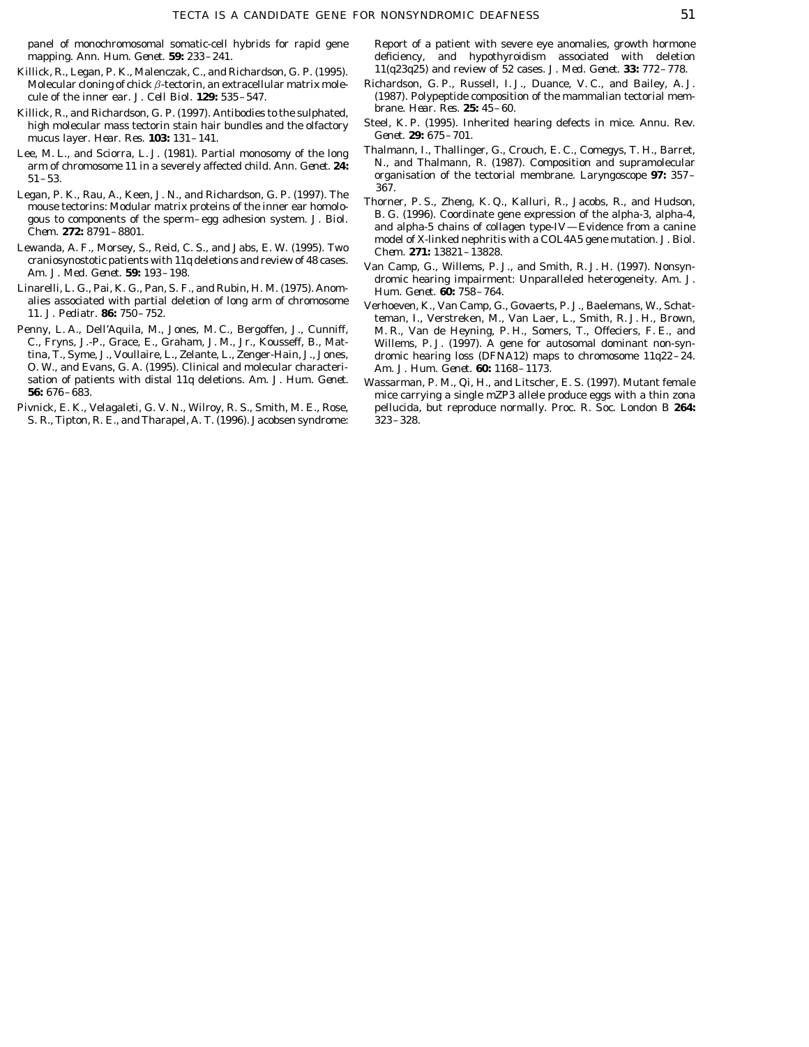panel of monochromosomal somatic-cell hybrids for rapid gene mapping. *Ann. Hum. Genet.* **59:** 233–241.

Killick, R., Legan, P. K., Malenczak, C., and Richardson, G. P. (1995). Molecular cloning of chick β-tectorin, an extracellular matrix molecule of the inner ear. *J. Cell Biol.* **129:** 535–547.

Killick, R., and Richardson, G. P. (1997). Antibodies to the sulphated, high molecular mass tectorin stain hair bundles and the olfactory mucus layer. *Hear. Res.* **103:** 131–141.

Lee, M. L., and Sciorra, L. J. (1981). Partial monosomy of the long arm of chromosome 11 in a severely affected child. *Ann. Genet.* **24:** 51–53.

Legan, P. K., Rau, A., Keen, J. N., and Richardson, G. P. (1997). The mouse tectorins: Modular matrix proteins of the inner ear homologous to components of the sperm–egg adhesion system. *J. Biol. Chem.* **272:** 8791–8801.

Lewanda, A. F., Morsey, S., Reid, C. S., and Jabs, E. W. (1995). Two craniosynostotic patients with 11q deletions and review of 48 cases. *Am. J. Med. Genet.* **59:** 193–198.

Linarelli, L. G., Pai, K. G., Pan, S. F., and Rubin, H. M. (1975). Anomalies associated with partial deletion of long arm of chromosome 11. *J. Pediatr.* **86:** 750–752.

Penny, L. A., Dell'Aquila, M., Jones, M. C., Bergoffen, J., Cunniff, C., Fryns, J.-P., Grace, E., Graham, J. M., Jr., Kousseff, B., Mattina, T., Syme, J., Voullaire, L., Zelante, L., Zenger-Hain, J., Jones, O. W., and Evans, G. A. (1995). Clinical and molecular characterisation of patients with distal 11q deletions. *Am. J. Hum. Genet.* **56:** 676–683.

Pivnick, E. K., Velagaleti, G. V. N., Wilroy, R. S., Smith, M. E., Rose, S. R., Tipton, R. E., and Tharapel, A. T. (1996). Jacobsen syndrome: Report of a patient with severe eye anomalies, growth hormone deficiency, and hypothyroidism associated with deletion 11(q23q25) and review of 52 cases. *J. Med. Genet.* **33:** 772–778.

Richardson, G. P., Russell, I. J., Duance, V. C., and Bailey, A. J. (1987). Polypeptide composition of the mammalian tectorial membrane. *Hear. Res.* **25:** 45–60.

Steel, K. P. (1995). Inherited hearing defects in mice. *Annu. Rev. Genet.* **29:** 675–701.

Thalmann, I., Thallinger, G., Crouch, E. C., Comegys, T. H., Barret, N., and Thalmann, R. (1987). Composition and supramolecular organisation of the tectorial membrane. *Laryngoscope* **97:** 357–367.

Thorner, P. S., Zheng, K. Q., Kalluri, R., Jacobs, R., and Hudson, B. G. (1996). Coordinate gene expression of the alpha-3, alpha-4, and alpha-5 chains of collagen type-IV—Evidence from a canine model of X-linked nephritis with a COL4A5 gene mutation. *J. Biol. Chem.* **271:** 13821–13828.

Van Camp, G., Willems, P. J., and Smith, R. J. H. (1997). Nonsyndromic hearing impairment: Unparalleled heterogeneity. *Am. J. Hum. Genet.* **60:** 758–764.

Verhoeven, K., Van Camp, G., Govaerts, P. J., Baelemans, W., Schatteman, I., Verstreken, M., Van Laer, L., Smith, R. J. H., Brown, M. R., Van de Heyning, P. H., Somers, T., Offeciers, F. E., and Willems, P. J. (1997). A gene for autosomal dominant non-syndromic hearing loss (DFNA12) maps to chromosome 11q22–24. *Am. J. Hum. Genet.* **60:** 1168–1173.

Wassarman, P. M., Qi, H., and Litscher, E. S. (1997). Mutant female mice carrying a single mZP3 allele produce eggs with a thin zona pellucida, but reproduce normally. *Proc. R. Soc. London B* **264:** 323–328.